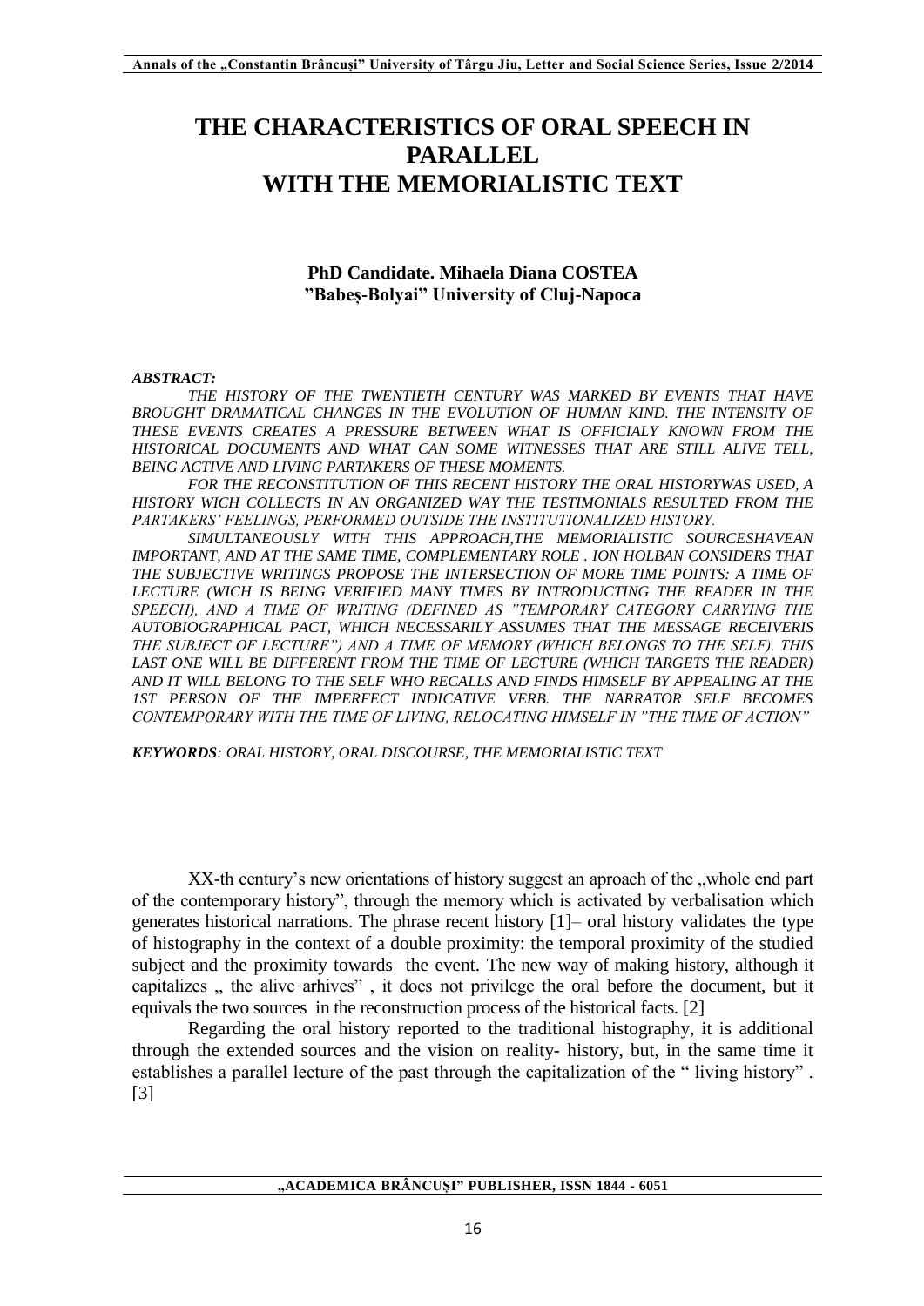# THE CHARACTERISTICS OF ORAL SPEECH IN PARALLEL WITH THE MEMORIALISTIC TEXT

**PhD Candidate. Mihaela Diana COSTEA**
**"Babeș-Bolyai" University of Cluj-Napoca**

***ABSTRACT:***

*THE HISTORY OF THE TWENTIETH CENTURY WAS MARKED BY EVENTS THAT HAVE BROUGHT DRAMATICAL CHANGES IN THE EVOLUTION OF HUMAN KIND. THE INTENSITY OF THESE EVENTS CREATES A PRESSURE BETWEEN WHAT IS OFFICIALY KNOWN FROM THE HISTORICAL DOCUMENTS AND WHAT CAN SOME WITNESSES THAT ARE STILL ALIVE TELL, BEING ACTIVE AND LIVING PARTAKERS OF THESE MOMENTS.*

*FOR THE RECONSTITUTION OF THIS RECENT HISTORY THE ORAL HISTORYWAS USED, A HISTORY WICH COLLECTS IN AN ORGANIZED WAY THE TESTIMONIALS RESULTED FROM THE PARTAKERS' FEELINGS, PERFORMED OUTSIDE THE INSTITUTIONALIZED HISTORY.*

*SIMULTANEOUSLY WITH THIS APPROACH,THE MEMORIALISTIC SOURCESHAVEAN IMPORTANT, AND AT THE SAME TIME, COMPLEMENTARY ROLE . ION HOLBAN CONSIDERS THAT THE SUBJECTIVE WRITINGS PROPOSE THE INTERSECTION OF MORE TIME POINTS: A TIME OF LECTURE (WICH IS BEING VERIFIED MANY TIMES BY INTRODUCTING THE READER IN THE SPEECH), AND A TIME OF WRITING (DEFINED AS "TEMPORARY CATEGORY CARRYING THE AUTOBIOGRAPHICAL PACT, WHICH NECESSARILY ASSUMES THAT THE MESSAGE RECEIVERIS THE SUBJECT OF LECTURE") AND A TIME OF MEMORY (WHICH BELONGS TO THE SELF). THIS LAST ONE WILL BE DIFFERENT FROM THE TIME OF LECTURE (WHICH TARGETS THE READER) AND IT WILL BELONG TO THE SELF WHO RECALLS AND FINDS HIMSELF BY APPEALING AT THE 1ST PERSON OF THE IMPERFECT INDICATIVE VERB. THE NARRATOR SELF BECOMES CONTEMPORARY WITH THE TIME OF LIVING, RELOCATING HIMSELF IN "THE TIME OF ACTION"*

***KEYWORDS****: ORAL HISTORY, ORAL DISCOURSE, THE MEMORIALISTIC TEXT*

XX-th century's new orientations of history suggest an aproach of the „whole end part of the contemporary history", through the memory which is activated by verbalisation which generates historical narrations. The phrase recent history [1]– oral history validates the type of histography in the context of a double proximity: the temporal proximity of the studied subject and the proximity towards the event. The new way of making history, although it capitalizes „ the alive arhives" , it does not privilege the oral before the document, but it equivals the two sources in the reconstruction process of the historical facts. [2]

Regarding the oral history reported to the traditional histography, it is additional through the extended sources and the vision on reality- history, but, in the same time it establishes a parallel lecture of the past through the capitalization of the " living history" . [3]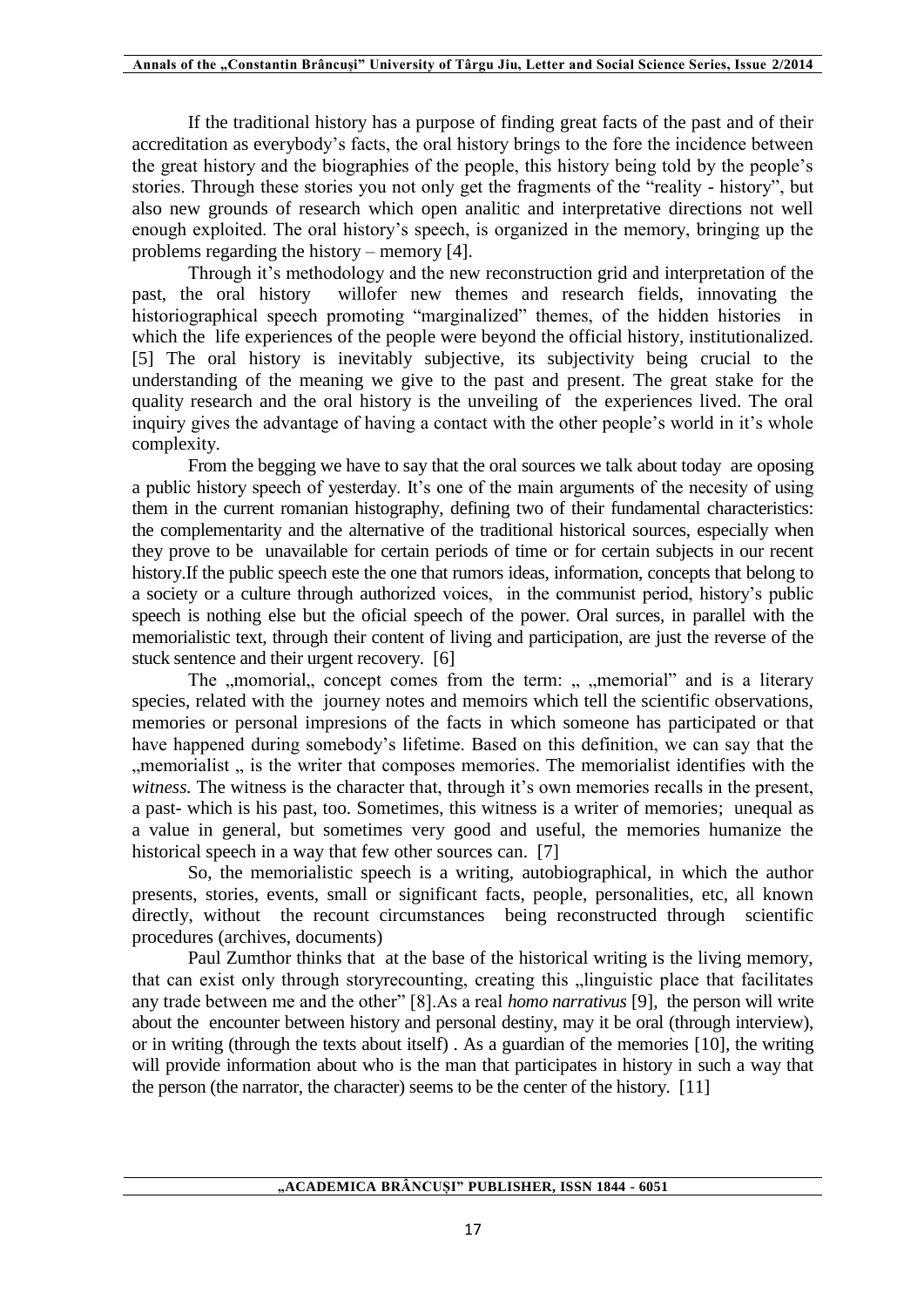If the traditional history has a purpose of finding great facts of the past and of their accreditation as everybody's facts, the oral history brings to the fore the incidence between the great history and the biographies of the people, this history being told by the people's stories. Through these stories you not only get the fragments of the "reality - history", but also new grounds of research which open analitic and interpretative directions not well enough exploited. The oral history's speech, is organized in the memory, bringing up the problems regarding the history – memory [4].

Through it's methodology and the new reconstruction grid and interpretation of the past, the oral history willofer new themes and research fields, innovating the historiographical speech promoting "marginalized" themes, of the hidden histories in which the life experiences of the people were beyond the official history, institutionalized. [5] The oral history is inevitably subjective, its subjectivity being crucial to the understanding of the meaning we give to the past and present. The great stake for the quality research and the oral history is the unveiling of the experiences lived. The oral inquiry gives the advantage of having a contact with the other people's world in it's whole complexity.

From the begging we have to say that the oral sources we talk about today are oposing a public history speech of yesterday. It's one of the main arguments of the necesity of using them in the current romanian histography, defining two of their fundamental characteristics: the complementarity and the alternative of the traditional historical sources, especially when they prove to be unavailable for certain periods of time or for certain subjects in our recent history.If the public speech este the one that rumors ideas, information, concepts that belong to a society or a culture through authorized voices, in the communist period, history's public speech is nothing else but the oficial speech of the power. Oral surces, in parallel with the memorialistic text, through their content of living and participation, are just the reverse of the stuck sentence and their urgent recovery. [6]

The „momorial„ concept comes from the term: „ „memorial" and is a literary species, related with the journey notes and memoirs which tell the scientific observations, memories or personal impresions of the facts in which someone has participated or that have happened during somebody's lifetime. Based on this definition, we can say that the „memorialist „ is the writer that composes memories. The memorialist identifies with the *witness.* The witness is the character that, through it's own memories recalls in the present, a past- which is his past, too. Sometimes, this witness is a writer of memories; unequal as a value in general, but sometimes very good and useful, the memories humanize the historical speech in a way that few other sources can. [7]

So, the memorialistic speech is a writing, autobiographical, in which the author presents, stories, events, small or significant facts, people, personalities, etc, all known directly, without the recount circumstances being reconstructed through scientific procedures (archives, documents)

Paul Zumthor thinks that at the base of the historical writing is the living memory, that can exist only through storyrecounting, creating this „linguistic place that facilitates any trade between me and the other" [8].As a real *homo narrativus* [9], the person will write about the encounter between history and personal destiny, may it be oral (through interview), or in writing (through the texts about itself) . As a guardian of the memories [10], the writing will provide information about who is the man that participates in history in such a way that the person (the narrator, the character) seems to be the center of the history. [11]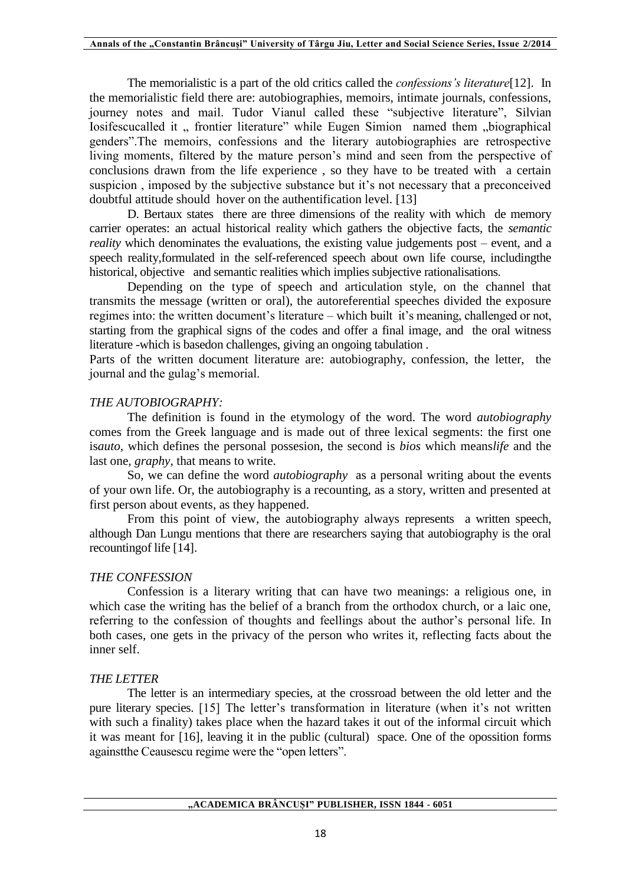The memorialistic is a part of the old critics called the *confessions's literature*[12]. In the memorialistic field there are: autobiographies, memoirs, intimate journals, confessions, journey notes and mail. Tudor Vianul called these "subjective literature", Silvian Iosifescucalled it „ frontier literature" while Eugen Simion named them „biographical genders".The memoirs, confessions and the literary autobiographies are retrospective living moments, filtered by the mature person's mind and seen from the perspective of conclusions drawn from the life experience , so they have to be treated with a certain suspicion , imposed by the subjective substance but it's not necessary that a preconceived doubtful attitude should hover on the authentification level. [13]

D. Bertaux states there are three dimensions of the reality with which de memory carrier operates: an actual historical reality which gathers the objective facts, the *semantic reality* which denominates the evaluations, the existing value judgements post – event, and a speech reality,formulated in the self-referenced speech about own life course, includingthe historical, objective and semantic realities which implies subjective rationalisations.

Depending on the type of speech and articulation style, on the channel that transmits the message (written or oral), the autoreferential speeches divided the exposure regimes into: the written document's literature – which built it's meaning, challenged or not, starting from the graphical signs of the codes and offer a final image, and the oral witness literature -which is basedon challenges, giving an ongoing tabulation .

Parts of the written document literature are: autobiography, confession, the letter, the journal and the gulag's memorial.

*THE AUTOBIOGRAPHY:*

The definition is found in the etymology of the word. The word *autobiography* comes from the Greek language and is made out of three lexical segments: the first one is*auto*, which defines the personal possesion, the second is *bios* which means*life* and the last one, *graphy*, that means to write.

So, we can define the word *autobiography* as a personal writing about the events of your own life. Or, the autobiography is a recounting, as a story, written and presented at first person about events, as they happened.

From this point of view, the autobiography always represents a written speech, although Dan Lungu mentions that there are researchers saying that autobiography is the oral recountingof life [14].

*THE CONFESSION*

Confession is a literary writing that can have two meanings: a religious one, in which case the writing has the belief of a branch from the orthodox church, or a laic one, referring to the confession of thoughts and feellings about the author's personal life. In both cases, one gets in the privacy of the person who writes it, reflecting facts about the inner self.

*THE LETTER*

The letter is an intermediary species, at the crossroad between the old letter and the pure literary species. [15] The letter's transformation in literature (when it's not written with such a finality) takes place when the hazard takes it out of the informal circuit which it was meant for [16], leaving it in the public (cultural) space. One of the opossition forms againstthe Ceausescu regime were the "open letters".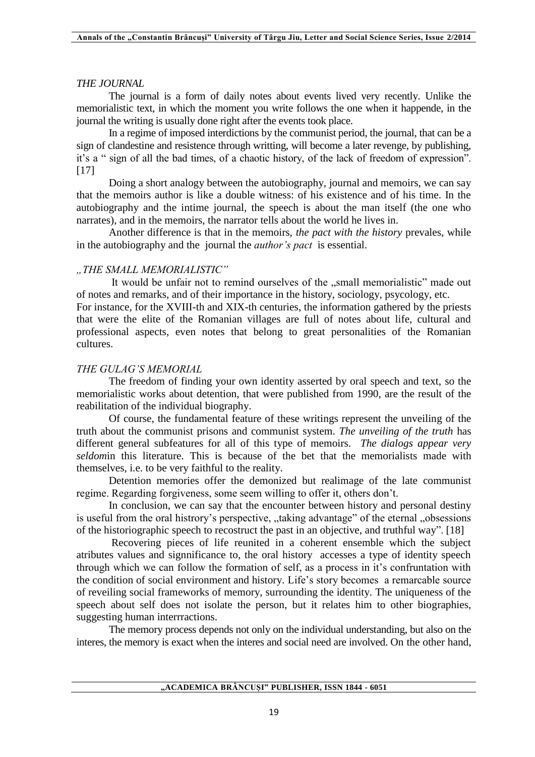### *THE JOURNAL*

The journal is a form of daily notes about events lived very recently. Unlike the memorialistic text, in which the moment you write follows the one when it happende, in the journal the writing is usually done right after the events took place.

In a regime of imposed interdictions by the communist period, the journal, that can be a sign of clandestine and resistence through writting, will become a later revenge, by publishing, it's a " sign of all the bad times, of a chaotic history, of the lack of freedom of expression". [17]

Doing a short analogy between the autobiography, journal and memoirs, we can say that the memoirs author is like a double witness: of his existence and of his time. In the autobiography and the intime journal, the speech is about the man itself (the one who narrates), and in the memoirs, the narrator tells about the world he lives in.

Another difference is that in the memoirs, *the pact with the history* prevales, while in the autobiography and the journal the *author's pact* is essential.

### *„THE SMALL MEMORIALISTIC"*

It would be unfair not to remind ourselves of the „small memorialistic" made out of notes and remarks, and of their importance in the history, sociology, psycology, etc.
For instance, for the XVIII-th and XIX-th centuries, the information gathered by the priests that were the elite of the Romanian villages are full of notes about life, cultural and professional aspects, even notes that belong to great personalities of the Romanian cultures.

### *THE GULAG'S MEMORIAL*

The freedom of finding your own identity asserted by oral speech and text, so the memorialistic works about detention, that were published from 1990, are the result of the reabilitation of the individual biography.

Of course, the fundamental feature of these writings represent the unveiling of the truth about the communist prisons and communist system. *The unveiling of the truth* has different general subfeatures for all of this type of memoirs. *The dialogs appear very seldom*in this literature. This is because of the bet that the memorialists made with themselves, i.e. to be very faithful to the reality.

Detention memories offer the demonized but realimage of the late communist regime. Regarding forgiveness, some seem willing to offer it, others don't.

In conclusion, we can say that the encounter between history and personal destiny is useful from the oral histrory's perspective, „taking advantage" of the eternal „obsessions of the historiographic speech to recostruct the past in an objective, and truthful way". [18]

Recovering pieces of life reunited in a coherent ensemble which the subject atributes values and signnificance to, the oral history accesses a type of identity speech through which we can follow the formation of self, as a process in it's confruntation with the condition of social environment and history. Life's story becomes a remarcable source of reveiling social frameworks of memory, surrounding the identity. The uniqueness of the speech about self does not isolate the person, but it relates him to other biographies, suggesting human interrractions.

The memory process depends not only on the individual understanding, but also on the interes, the memory is exact when the interes and social need are involved. On the other hand,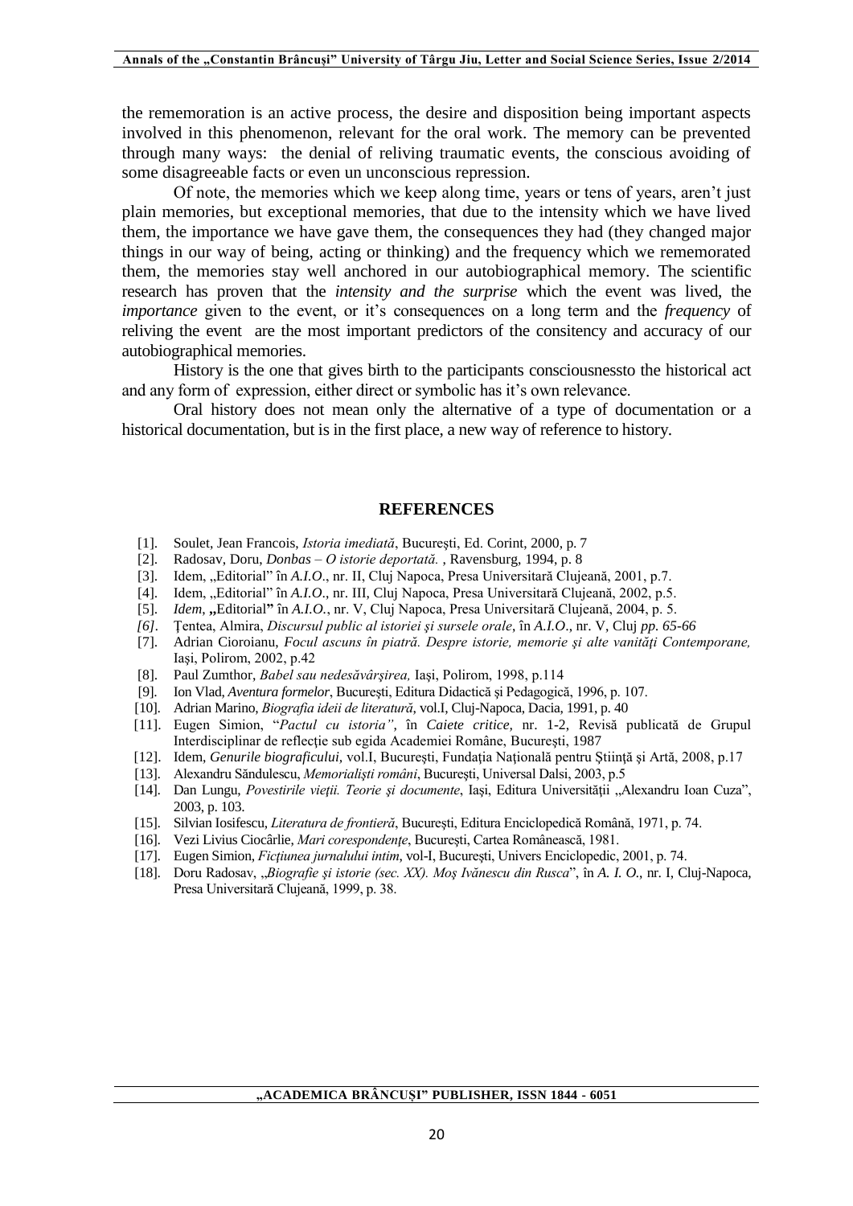the rememoration is an active process, the desire and disposition being important aspects involved in this phenomenon, relevant for the oral work. The memory can be prevented through many ways: the denial of reliving traumatic events, the conscious avoiding of some disagreeable facts or even un unconscious repression.

Of note, the memories which we keep along time, years or tens of years, aren't just plain memories, but exceptional memories, that due to the intensity which we have lived them, the importance we have gave them, the consequences they had (they changed major things in our way of being, acting or thinking) and the frequency which we rememorated them, the memories stay well anchored in our autobiographical memory. The scientific research has proven that the *intensity and the surprise* which the event was lived, the *importance* given to the event, or it's consequences on a long term and the *frequency* of reliving the event are the most important predictors of the consitency and accuracy of our autobiographical memories.

History is the one that gives birth to the participants consciousnessto the historical act and any form of expression, either direct or symbolic has it's own relevance.

Oral history does not mean only the alternative of a type of documentation or a historical documentation, but is in the first place, a new way of reference to history.

## REFERENCES

[1]. Soulet, Jean Francois, *Istoria imediată*, Bucureşti, Ed. Corint, 2000, p. 7

[2]. Radosav, Doru, *Donbas – O istorie deportată.* , Ravensburg, 1994, p. 8

[3]. Idem, „Editorial" în *A.I.O*., nr. II, Cluj Napoca, Presa Universitară Clujeană, 2001, p.7.

[4]. Idem, „Editorial" în *A.I.O*., nr. III, Cluj Napoca, Presa Universitară Clujeană, 2002, p.5.

[5]. *Idem*, **„**Editorial**"** în *A.I.O.*, nr. V, Cluj Napoca, Presa Universitară Clujeană, 2004, p. 5.

*[6]*. Ţentea, Almira, *Discursul public al istoriei şi sursele orale*, în *A.I.O*., nr. V, Cluj *pp. 65-66*

[7]. Adrian Cioroianu, *Focul ascuns în piatră. Despre istorie, memorie şi alte vanităţi Contemporane,* Iaşi, Polirom, 2002, p.42

[8]. Paul Zumthor, *Babel sau nedesăvârşirea,* Iaşi, Polirom, 1998, p.114

[9]. Ion Vlad, *Aventura formelor*, Bucureşti, Editura Didactică şi Pedagogică, 1996, p. 107.

[10]. Adrian Marino, *Biografia ideii de literatură*, vol.I, Cluj-Napoca, Dacia, 1991, p. 40

[11]. Eugen Simion, "*Pactul cu istoria"*, în *Caiete critice,* nr. 1-2, Revisă publicată de Grupul Interdisciplinar de reflecţie sub egida Academiei Române, Bucureşti, 1987

[12]. Idem, *Genurile biograficului,* vol.I, Bucureşti, Fundaţia Naţională pentru Ştiinţă şi Artă, 2008, p.17

[13]. Alexandru Săndulescu, *Memorialişti români*, Bucureşti, Universal Dalsi, 2003, p.5

[14]. Dan Lungu, *Povestirile vieţii. Teorie şi documente*, Iaşi, Editura Universităţii „Alexandru Ioan Cuza", 2003, p. 103.

[15]. Silvian Iosifescu, *Literatura de frontieră*, Bucureşti, Editura Enciclopedică Română, 1971, p. 74.

[16]. Vezi Livius Ciocârlie, *Mari corespondenţe*, Bucureşti, Cartea Românească, 1981.

[17]. Eugen Simion, *Ficţiunea jurnalului intim*, vol-I, Bucureşti, Univers Enciclopedic, 2001, p. 74.

[18]. Doru Radosav, „*Biografie şi istorie (sec. XX). Moş Ivănescu din Rusca*", în *A. I. O.*, nr. I, Cluj-Napoca, Presa Universitară Clujeană, 1999, p. 38.